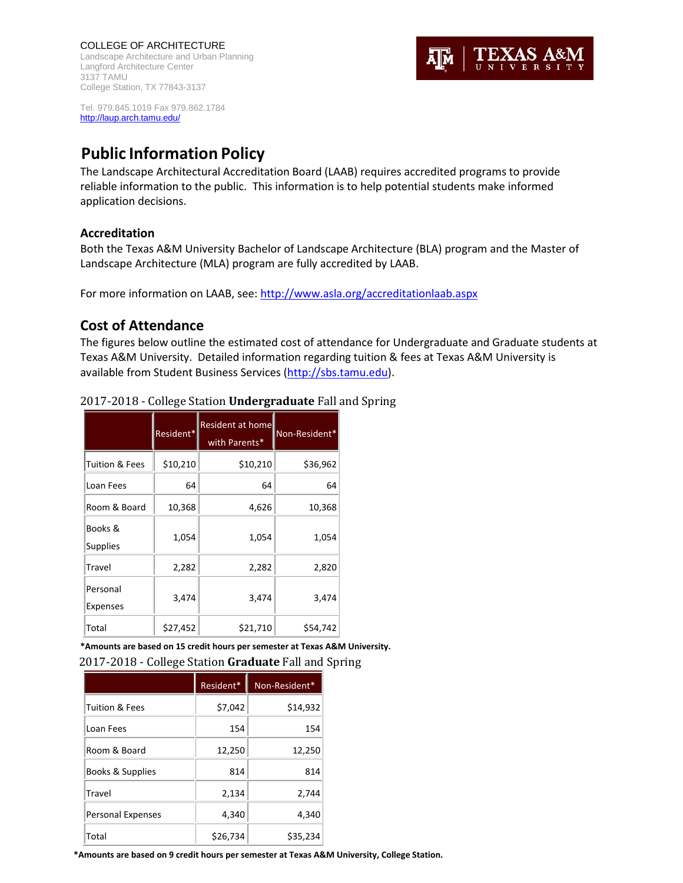COLLEGE OF ARCHITECTURE
Landscape Architecture and Urban Planning
Langford Architecture Center
3137 TAMU
College Station, TX 77843-3137

Tel. 979.845.1019 Fax 979.862.1784
http://laup.arch.tamu.edu/

TEXAS A&M UNIVERSITY

# Public Information Policy

The Landscape Architectural Accreditation Board (LAAB) requires accredited programs to provide reliable information to the public. This information is to help potential students make informed application decisions.

## Accreditation

Both the Texas A&M University Bachelor of Landscape Architecture (BLA) program and the Master of Landscape Architecture (MLA) program are fully accredited by LAAB.

For more information on LAAB, see: http://www.asla.org/accreditationlaab.aspx

## Cost of Attendance

The figures below outline the estimated cost of attendance for Undergraduate and Graduate students at Texas A&M University. Detailed information regarding tuition & fees at Texas A&M University is available from Student Business Services (http://sbs.tamu.edu).

2017-2018 - College Station **Undergraduate** Fall and Spring

| | Resident* | Resident at home with Parents* | Non-Resident* |
|---|---|---|---|
| Tuition & Fees | $10,210 | $10,210 | $36,962 |
| Loan Fees | 64 | 64 | 64 |
| Room & Board | 10,368 | 4,626 | 10,368 |
| Books & Supplies | 1,054 | 1,054 | 1,054 |
| Travel | 2,282 | 2,282 | 2,820 |
| Personal Expenses | 3,474 | 3,474 | 3,474 |
| Total | $27,452 | $21,710 | $54,742 |

**\*Amounts are based on 15 credit hours per semester at Texas A&M University.**

2017-2018 - College Station **Graduate** Fall and Spring

| | Resident* | Non-Resident* |
|---|---|---|
| Tuition & Fees | $7,042 | $14,932 |
| Loan Fees | 154 | 154 |
| Room & Board | 12,250 | 12,250 |
| Books & Supplies | 814 | 814 |
| Travel | 2,134 | 2,744 |
| Personal Expenses | 4,340 | 4,340 |
| Total | $26,734 | $35,234 |

**\*Amounts are based on 9 credit hours per semester at Texas A&M University, College Station.**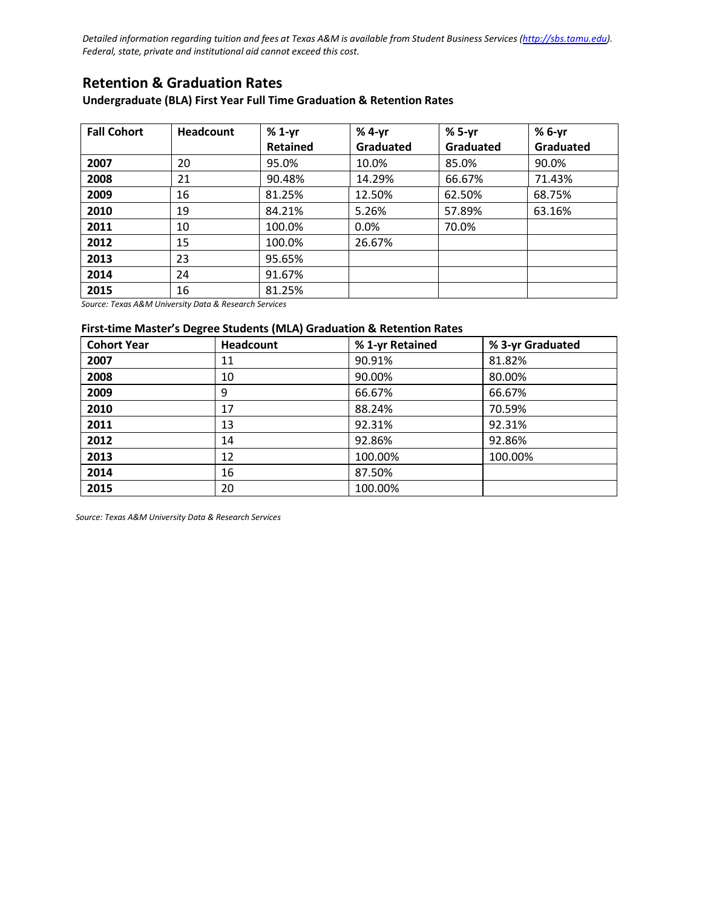*Detailed information regarding tuition and fees at Texas A&M is available from Student Business Services (http://sbs.tamu.edu). Federal, state, private and institutional aid cannot exceed this cost.*

## Retention & Graduation Rates

### Undergraduate (BLA) First Year Full Time Graduation & Retention Rates

| Fall Cohort | Headcount | % 1-yr Retained | % 4-yr Graduated | % 5-yr Graduated | % 6-yr Graduated |
|---|---|---|---|---|---|
| **2007** | 20 | 95.0% | 10.0% | 85.0% | 90.0% |
| **2008** | 21 | 90.48% | 14.29% | 66.67% | 71.43% |
| **2009** | 16 | 81.25% | 12.50% | 62.50% | 68.75% |
| **2010** | 19 | 84.21% | 5.26% | 57.89% | 63.16% |
| **2011** | 10 | 100.0% | 0.0% | 70.0% | |
| **2012** | 15 | 100.0% | 26.67% | | |
| **2013** | 23 | 95.65% | | | |
| **2014** | 24 | 91.67% | | | |
| **2015** | 16 | 81.25% | | | |

*Source: Texas A&M University Data & Research Services*

### First-time Master's Degree Students (MLA) Graduation & Retention Rates

| Cohort Year | Headcount | % 1-yr Retained | % 3-yr Graduated |
|---|---|---|---|
| **2007** | 11 | 90.91% | 81.82% |
| **2008** | 10 | 90.00% | 80.00% |
| **2009** | 9 | 66.67% | 66.67% |
| **2010** | 17 | 88.24% | 70.59% |
| **2011** | 13 | 92.31% | 92.31% |
| **2012** | 14 | 92.86% | 92.86% |
| **2013** | 12 | 100.00% | 100.00% |
| **2014** | 16 | 87.50% | |
| **2015** | 20 | 100.00% | |

*Source: Texas A&M University Data & Research Services*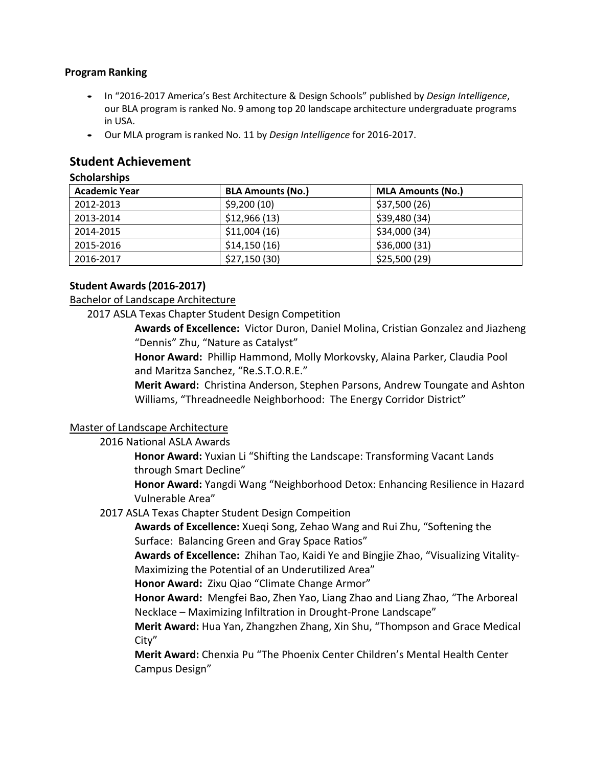**Program Ranking**

- In "2016-2017 America's Best Architecture & Design Schools" published by *Design Intelligence*, our BLA program is ranked No. 9 among top 20 landscape architecture undergraduate programs in USA.
- Our MLA program is ranked No. 11 by *Design Intelligence* for 2016-2017.

## Student Achievement

**Scholarships**

| Academic Year | BLA Amounts (No.) | MLA Amounts (No.) |
|---|---|---|
| 2012-2013 | $9,200 (10) | $37,500 (26) |
| 2013-2014 | $12,966 (13) | $39,480 (34) |
| 2014-2015 | $11,004 (16) | $34,000 (34) |
| 2015-2016 | $14,150 (16) | $36,000 (31) |
| 2016-2017 | $27,150 (30) | $25,500 (29) |

**Student Awards (2016-2017)**

<u>Bachelor of Landscape Architecture</u>

2017 ASLA Texas Chapter Student Design Competition

**Awards of Excellence:** Victor Duron, Daniel Molina, Cristian Gonzalez and Jiazheng "Dennis" Zhu, "Nature as Catalyst"

**Honor Award:** Phillip Hammond, Molly Morkovsky, Alaina Parker, Claudia Pool and Maritza Sanchez, "Re.S.T.O.R.E."

**Merit Award:** Christina Anderson, Stephen Parsons, Andrew Toungate and Ashton Williams, "Threadneedle Neighborhood: The Energy Corridor District"

<u>Master of Landscape Architecture</u>

2016 National ASLA Awards

**Honor Award:** Yuxian Li "Shifting the Landscape: Transforming Vacant Lands through Smart Decline"

**Honor Award:** Yangdi Wang "Neighborhood Detox: Enhancing Resilience in Hazard Vulnerable Area"

2017 ASLA Texas Chapter Student Design Compeition

**Awards of Excellence:** Xueqi Song, Zehao Wang and Rui Zhu, "Softening the Surface: Balancing Green and Gray Space Ratios"

**Awards of Excellence:** Zhihan Tao, Kaidi Ye and Bingjie Zhao, "Visualizing Vitality-Maximizing the Potential of an Underutilized Area"

**Honor Award:** Zixu Qiao "Climate Change Armor"

**Honor Award:** Mengfei Bao, Zhen Yao, Liang Zhao and Liang Zhao, "The Arboreal Necklace – Maximizing Infiltration in Drought-Prone Landscape"

**Merit Award:** Hua Yan, Zhangzhen Zhang, Xin Shu, "Thompson and Grace Medical City"

**Merit Award:** Chenxia Pu "The Phoenix Center Children's Mental Health Center Campus Design"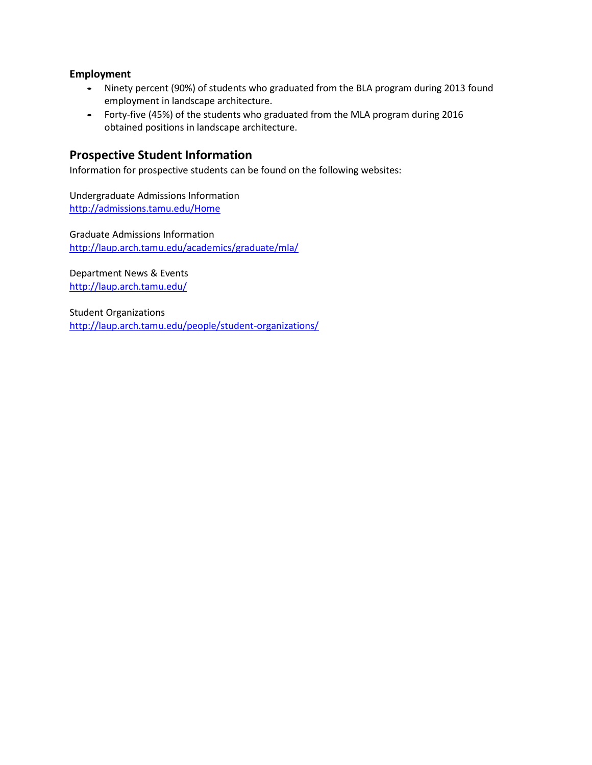### Employment

- Ninety percent (90%) of students who graduated from the BLA program during 2013 found employment in landscape architecture.
- Forty-five (45%) of the students who graduated from the MLA program during 2016 obtained positions in landscape architecture.

## Prospective Student Information

Information for prospective students can be found on the following websites:

Undergraduate Admissions Information
http://admissions.tamu.edu/Home

Graduate Admissions Information
http://laup.arch.tamu.edu/academics/graduate/mla/

Department News & Events
http://laup.arch.tamu.edu/

Student Organizations
http://laup.arch.tamu.edu/people/student-organizations/